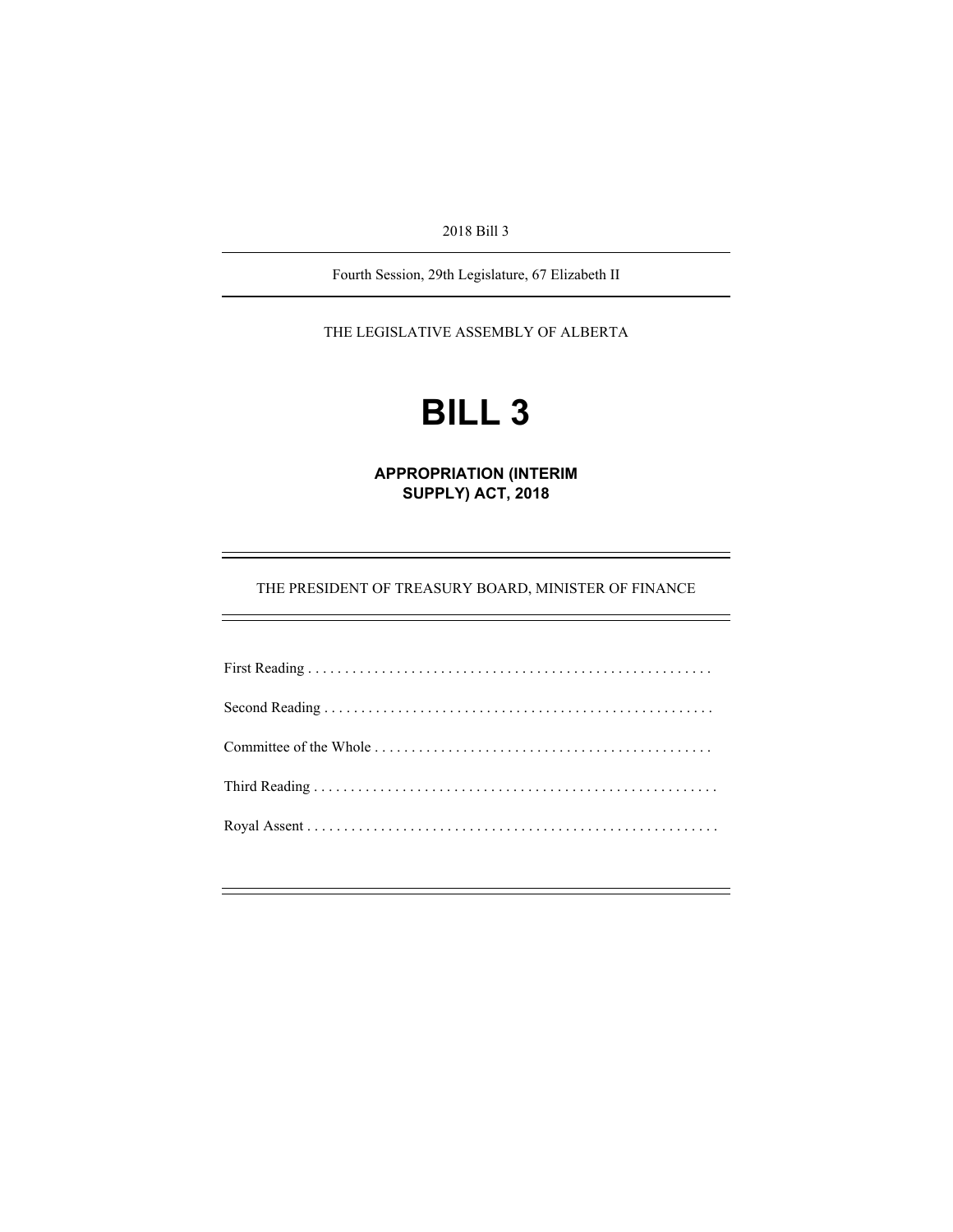2018 Bill 3

---

Fourth Session, 29th Legislature, 67 Elizabeth II

---

THE LEGISLATIVE ASSEMBLY OF ALBERTA

# BILL 3

## APPROPRIATION (INTERIM SUPPLY) ACT, 2018

---

THE PRESIDENT OF TREASURY BOARD, MINISTER OF FINANCE

---

First Reading . . . . . . . . . . . . . . . . . . . . . . . . . . . . . . . . . . . . . . . . . . . . . . . . . . . . . .

Second Reading . . . . . . . . . . . . . . . . . . . . . . . . . . . . . . . . . . . . . . . . . . . . . . . . . . . .

Committee of the Whole . . . . . . . . . . . . . . . . . . . . . . . . . . . . . . . . . . . . . . . . . . . . .

Third Reading . . . . . . . . . . . . . . . . . . . . . . . . . . . . . . . . . . . . . . . . . . . . . . . . . . . . . .

Royal Assent . . . . . . . . . . . . . . . . . . . . . . . . . . . . . . . . . . . . . . . . . . . . . . . . . . . . . . .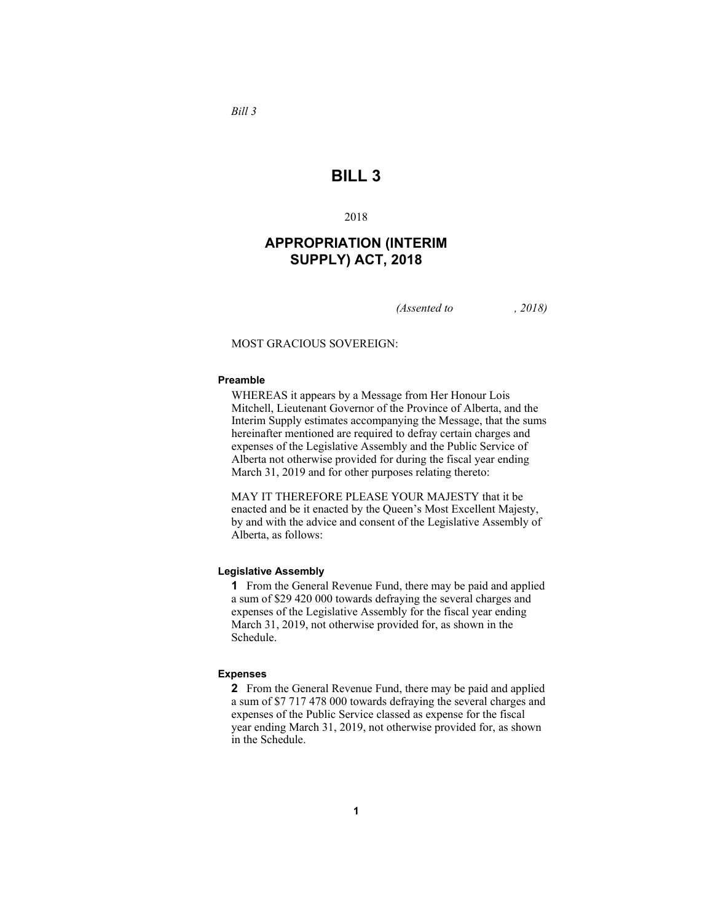*Bill 3*

# BILL 3

2018

## APPROPRIATION (INTERIM SUPPLY) ACT, 2018

*(Assented to , 2018)*

MOST GRACIOUS SOVEREIGN:

**Preamble**

WHEREAS it appears by a Message from Her Honour Lois Mitchell, Lieutenant Governor of the Province of Alberta, and the Interim Supply estimates accompanying the Message, that the sums hereinafter mentioned are required to defray certain charges and expenses of the Legislative Assembly and the Public Service of Alberta not otherwise provided for during the fiscal year ending March 31, 2019 and for other purposes relating thereto:

MAY IT THEREFORE PLEASE YOUR MAJESTY that it be enacted and be it enacted by the Queen's Most Excellent Majesty, by and with the advice and consent of the Legislative Assembly of Alberta, as follows:

**Legislative Assembly**

**1** From the General Revenue Fund, there may be paid and applied a sum of $29 420 000 towards defraying the several charges and expenses of the Legislative Assembly for the fiscal year ending March 31, 2019, not otherwise provided for, as shown in the Schedule.

**Expenses**

**2** From the General Revenue Fund, there may be paid and applied a sum of $7 717 478 000 towards defraying the several charges and expenses of the Public Service classed as expense for the fiscal year ending March 31, 2019, not otherwise provided for, as shown in the Schedule.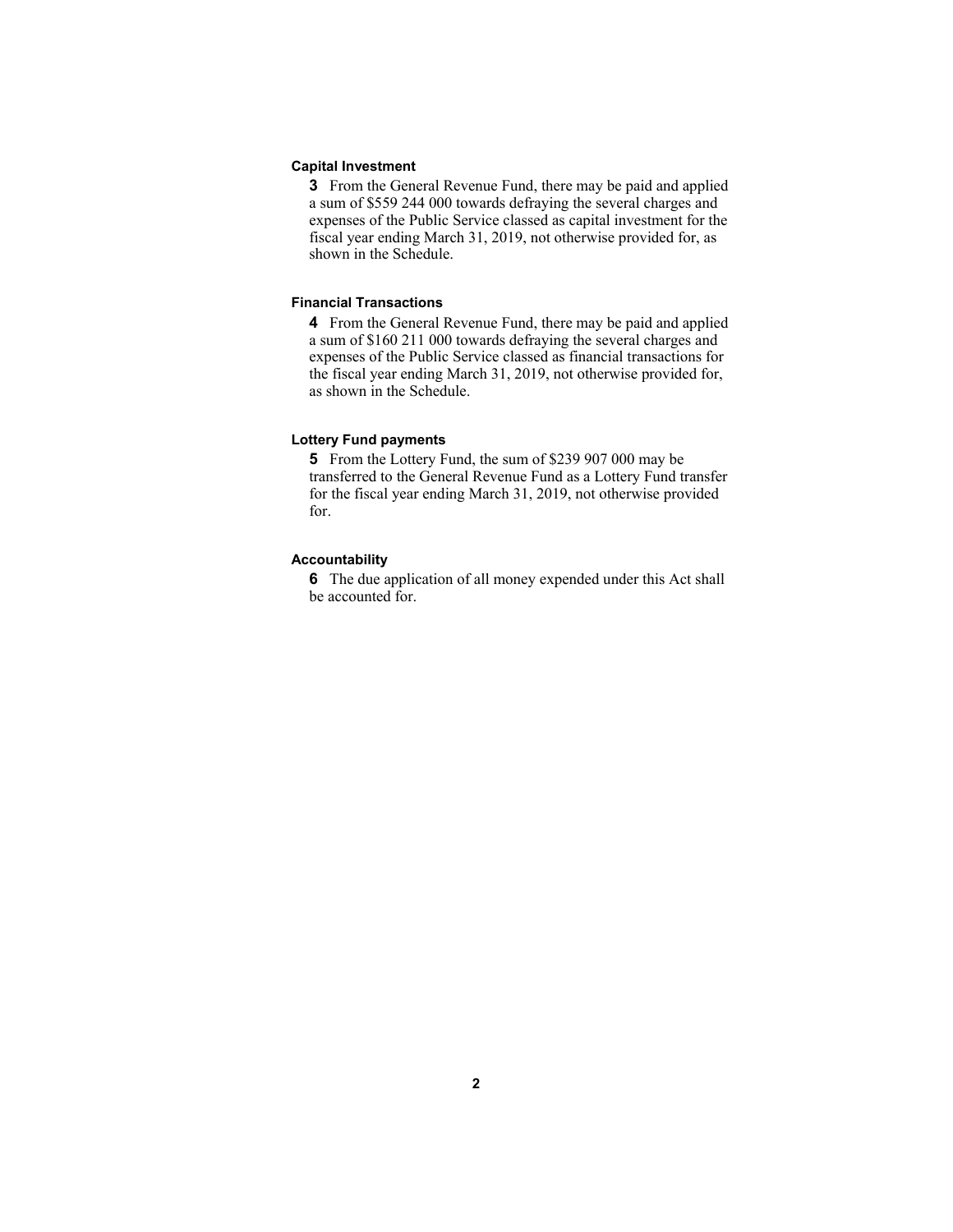**Capital Investment**

**3** From the General Revenue Fund, there may be paid and applied a sum of $559 244 000 towards defraying the several charges and expenses of the Public Service classed as capital investment for the fiscal year ending March 31, 2019, not otherwise provided for, as shown in the Schedule.

**Financial Transactions**

**4** From the General Revenue Fund, there may be paid and applied a sum of $160 211 000 towards defraying the several charges and expenses of the Public Service classed as financial transactions for the fiscal year ending March 31, 2019, not otherwise provided for, as shown in the Schedule.

**Lottery Fund payments**

**5** From the Lottery Fund, the sum of $239 907 000 may be transferred to the General Revenue Fund as a Lottery Fund transfer for the fiscal year ending March 31, 2019, not otherwise provided for.

**Accountability**

**6** The due application of all money expended under this Act shall be accounted for.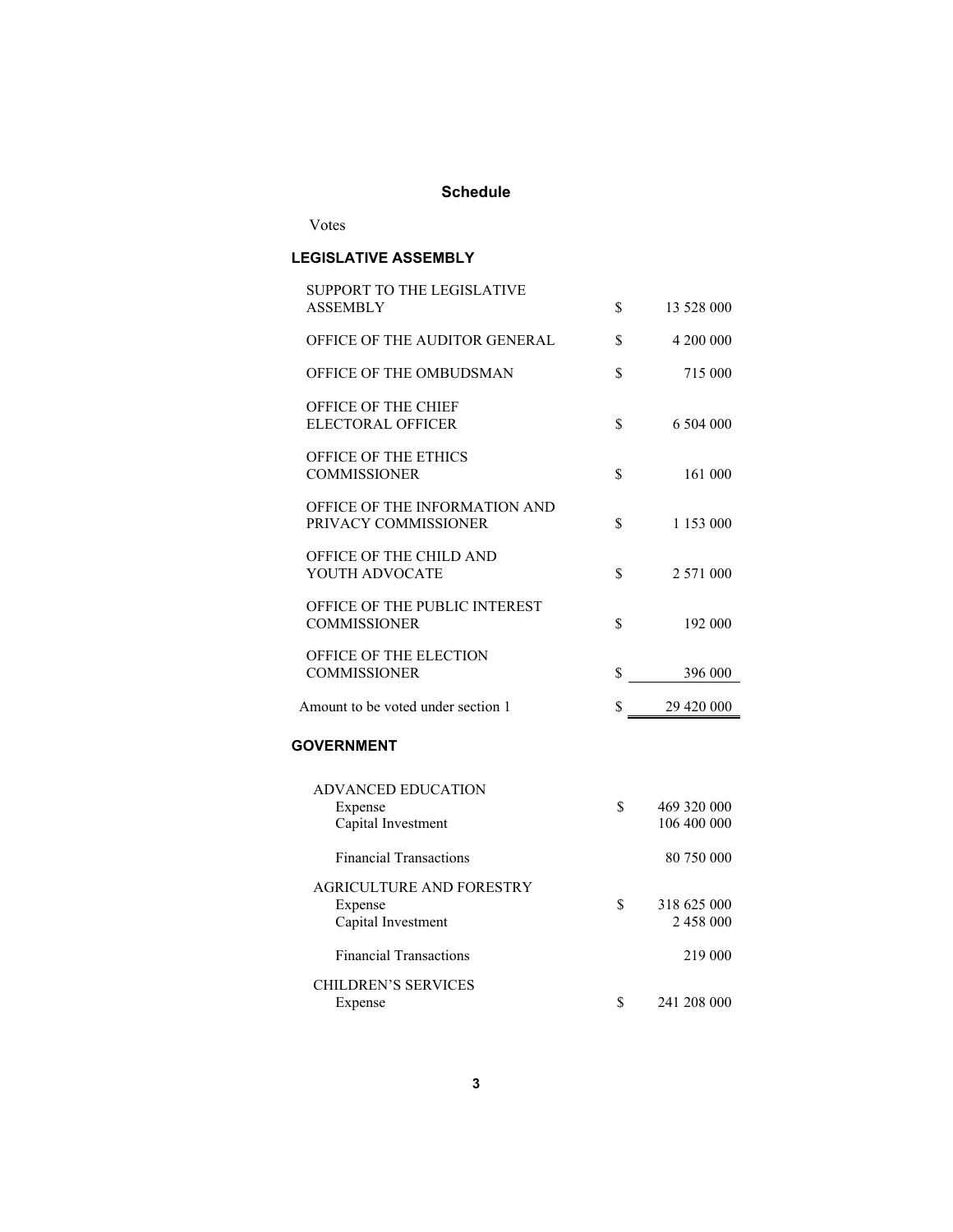## Schedule

Votes

### LEGISLATIVE ASSEMBLY

| | | |
|---|---|---|
| SUPPORT TO THE LEGISLATIVE ASSEMBLY | $ | 13 528 000 |
| OFFICE OF THE AUDITOR GENERAL | $ | 4 200 000 |
| OFFICE OF THE OMBUDSMAN | $ | 715 000 |
| OFFICE OF THE CHIEF ELECTORAL OFFICER | $ | 6 504 000 |
| OFFICE OF THE ETHICS COMMISSIONER | $ | 161 000 |
| OFFICE OF THE INFORMATION AND PRIVACY COMMISSIONER | $ | 1 153 000 |
| OFFICE OF THE CHILD AND YOUTH ADVOCATE | $ | 2 571 000 |
| OFFICE OF THE PUBLIC INTEREST COMMISSIONER | $ | 192 000 |
| OFFICE OF THE ELECTION COMMISSIONER | $ | 396 000 |
| Amount to be voted under section 1 | $ | 29 420 000 |

### GOVERNMENT

| | | |
|---|---|---|
| ADVANCED EDUCATION | | |
| Expense | $ | 469 320 000 |
| Capital Investment | | 106 400 000 |
| Financial Transactions | | 80 750 000 |
| AGRICULTURE AND FORESTRY | | |
| Expense | $ | 318 625 000 |
| Capital Investment | | 2 458 000 |
| Financial Transactions | | 219 000 |
| CHILDREN'S SERVICES | | |
| Expense | $ | 241 208 000 |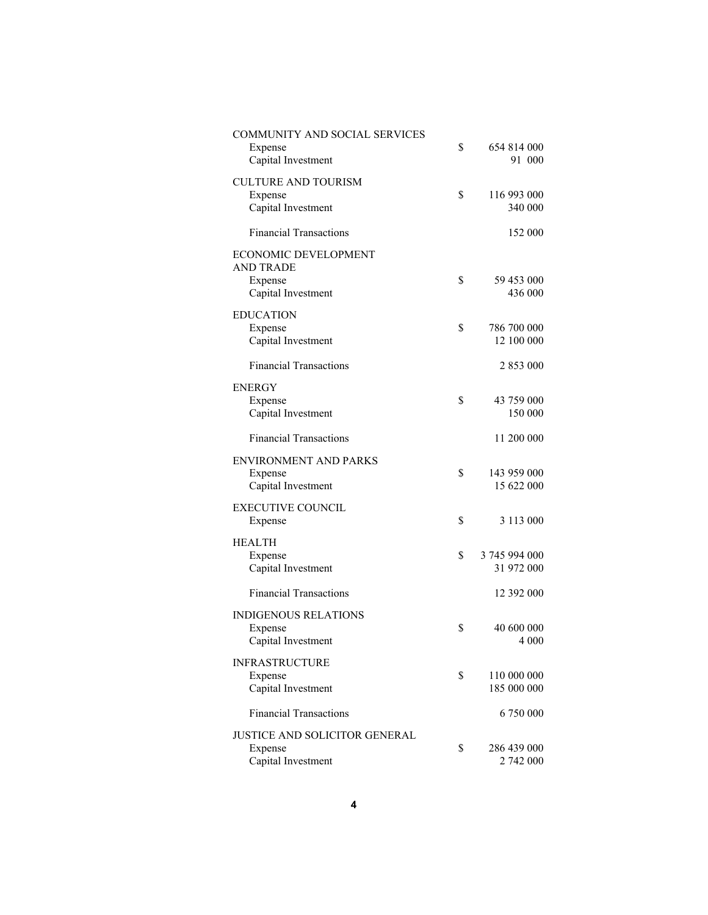| | | |
|---|---|---|
| COMMUNITY AND SOCIAL SERVICES | | |
| Expense | $ | 654 814 000 |
| Capital Investment | | 91 000 |
| CULTURE AND TOURISM | | |
| Expense | $ | 116 993 000 |
| Capital Investment | | 340 000 |
| Financial Transactions | | 152 000 |
| ECONOMIC DEVELOPMENT AND TRADE | | |
| Expense | $ | 59 453 000 |
| Capital Investment | | 436 000 |
| EDUCATION | | |
| Expense | $ | 786 700 000 |
| Capital Investment | | 12 100 000 |
| Financial Transactions | | 2 853 000 |
| ENERGY | | |
| Expense | $ | 43 759 000 |
| Capital Investment | | 150 000 |
| Financial Transactions | | 11 200 000 |
| ENVIRONMENT AND PARKS | | |
| Expense | $ | 143 959 000 |
| Capital Investment | | 15 622 000 |
| EXECUTIVE COUNCIL | | |
| Expense | $ | 3 113 000 |
| HEALTH | | |
| Expense | $ | 3 745 994 000 |
| Capital Investment | | 31 972 000 |
| Financial Transactions | | 12 392 000 |
| INDIGENOUS RELATIONS | | |
| Expense | $ | 40 600 000 |
| Capital Investment | | 4 000 |
| INFRASTRUCTURE | | |
| Expense | $ | 110 000 000 |
| Capital Investment | | 185 000 000 |
| Financial Transactions | | 6 750 000 |
| JUSTICE AND SOLICITOR GENERAL | | |
| Expense | $ | 286 439 000 |
| Capital Investment | | 2 742 000 |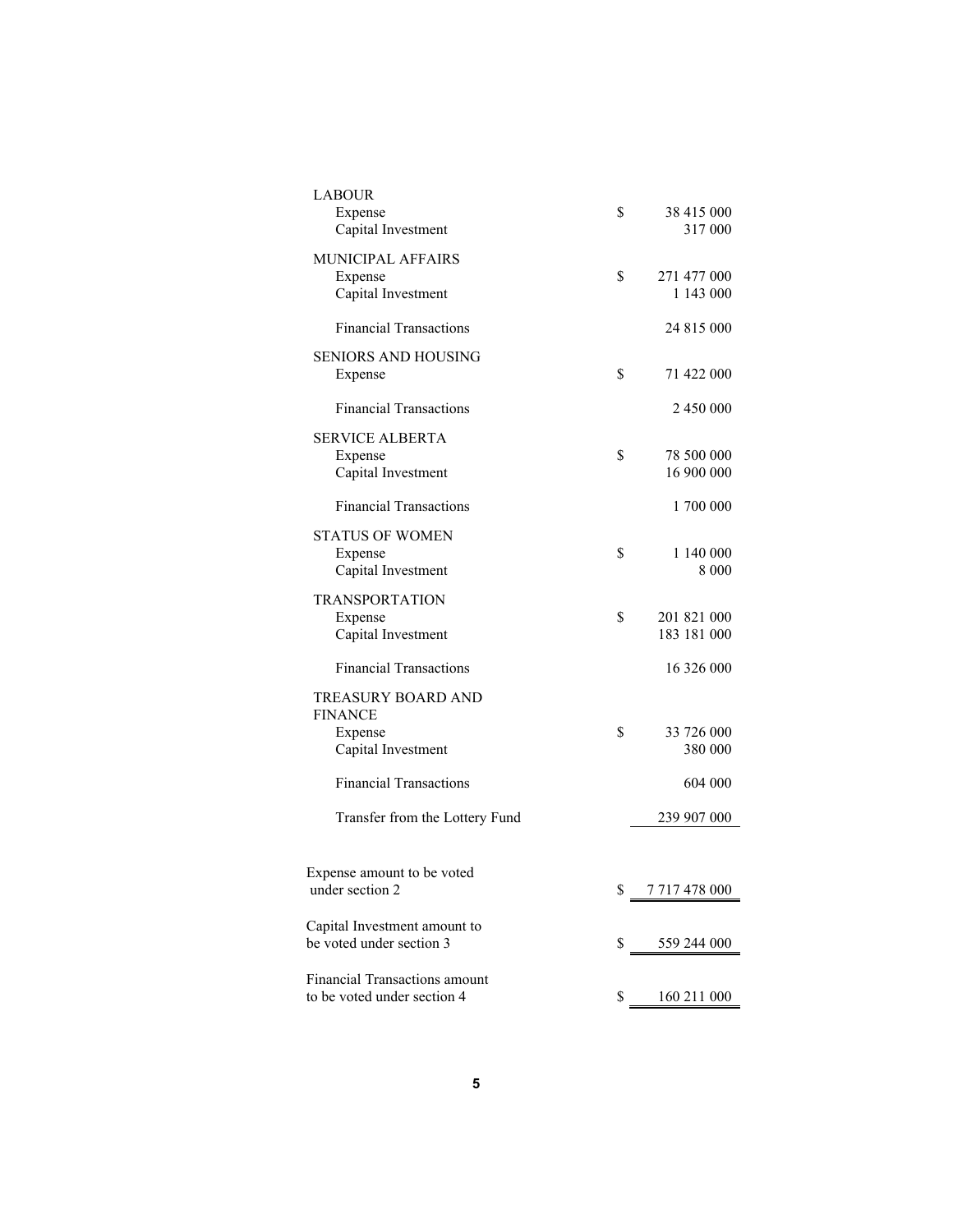| | | |
|---|---|---|
| LABOUR | | |
| Expense | $ | 38 415 000 |
| Capital Investment | | 317 000 |
| MUNICIPAL AFFAIRS | | |
| Expense | $ | 271 477 000 |
| Capital Investment | | 1 143 000 |
| Financial Transactions | | 24 815 000 |
| SENIORS AND HOUSING | | |
| Expense | $ | 71 422 000 |
| Financial Transactions | | 2 450 000 |
| SERVICE ALBERTA | | |
| Expense | $ | 78 500 000 |
| Capital Investment | | 16 900 000 |
| Financial Transactions | | 1 700 000 |
| STATUS OF WOMEN | | |
| Expense | $ | 1 140 000 |
| Capital Investment | | 8 000 |
| TRANSPORTATION | | |
| Expense | $ | 201 821 000 |
| Capital Investment | | 183 181 000 |
| Financial Transactions | | 16 326 000 |
| TREASURY BOARD AND FINANCE | | |
| Expense | $ | 33 726 000 |
| Capital Investment | | 380 000 |
| Financial Transactions | | 604 000 |
| Transfer from the Lottery Fund | | 239 907 000 |
| Expense amount to be voted under section 2 | $ | 7 717 478 000 |
| Capital Investment amount to be voted under section 3 | $ | 559 244 000 |
| Financial Transactions amount to be voted under section 4 | $ | 160 211 000 |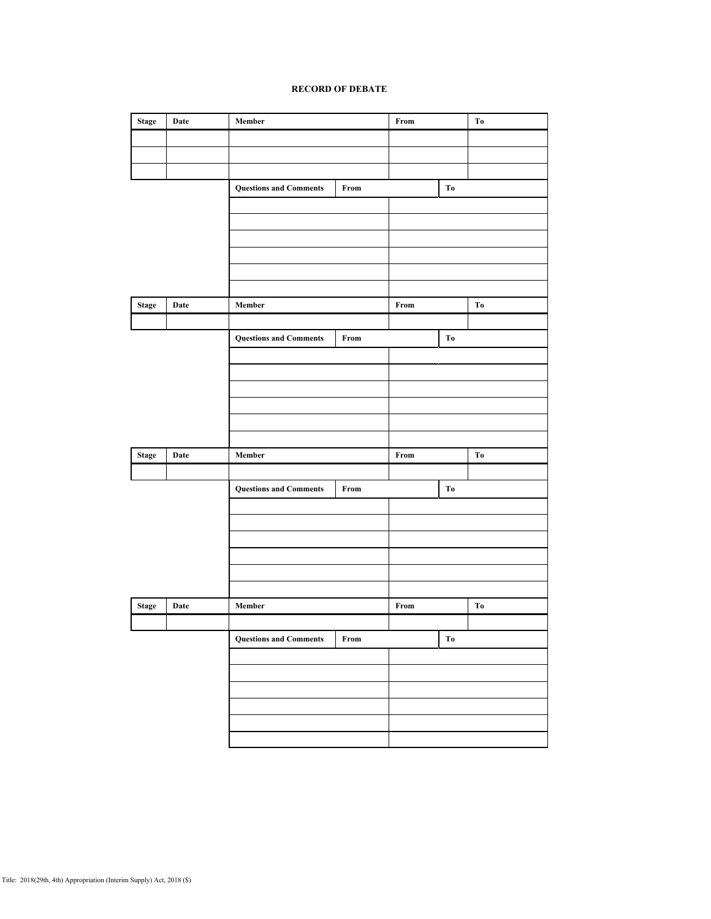**RECORD OF DEBATE**

| Stage | Date | Member | From | To |
|---|---|---|---|---|
| | | | | |
| | | | | |
| | | | | |

| Questions and Comments | From | To |
|---|---|---|
| | | |
| | | |
| | | |
| | | |
| | | |
| | | |

| Stage | Date | Member | From | To |
|---|---|---|---|---|
| | | | | |

| Questions and Comments | From | To |
|---|---|---|
| | | |
| | | |
| | | |
| | | |
| | | |
| | | |

| Stage | Date | Member | From | To |
|---|---|---|---|---|
| | | | | |

| Questions and Comments | From | To |
|---|---|---|
| | | |
| | | |
| | | |
| | | |
| | | |
| | | |

| Stage | Date | Member | From | To |
|---|---|---|---|---|
| | | | | |

| Questions and Comments | From | To |
|---|---|---|
| | | |
| | | |
| | | |
| | | |
| | | |
| | | |